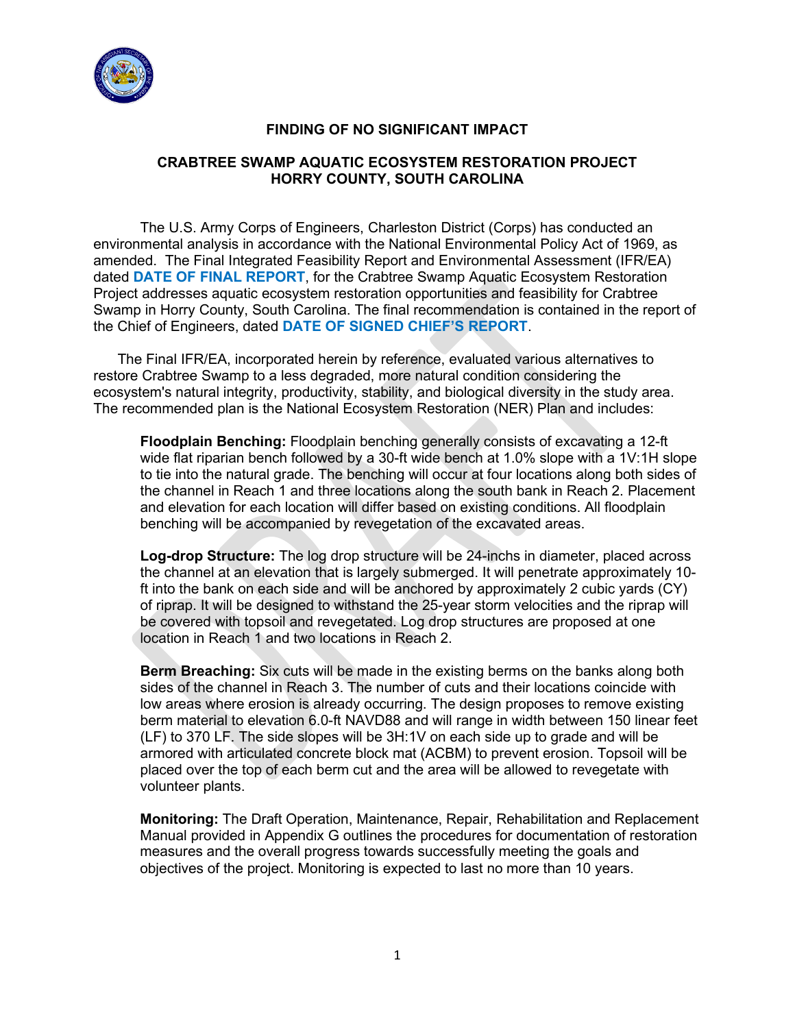# FINDING OF NO SIGNIFICANT IMPACT

## CRABTREE SWAMP AQUATIC ECOSYSTEM RESTORATION PROJECT HORRY COUNTY, SOUTH CAROLINA

The U.S. Army Corps of Engineers, Charleston District (Corps) has conducted an environmental analysis in accordance with the National Environmental Policy Act of 1969, as amended. The Final Integrated Feasibility Report and Environmental Assessment (IFR/EA) dated **DATE OF FINAL REPORT**, for the Crabtree Swamp Aquatic Ecosystem Restoration Project addresses aquatic ecosystem restoration opportunities and feasibility for Crabtree Swamp in Horry County, South Carolina. The final recommendation is contained in the report of the Chief of Engineers, dated **DATE OF SIGNED CHIEF'S REPORT**.

The Final IFR/EA, incorporated herein by reference, evaluated various alternatives to restore Crabtree Swamp to a less degraded, more natural condition considering the ecosystem's natural integrity, productivity, stability, and biological diversity in the study area. The recommended plan is the National Ecosystem Restoration (NER) Plan and includes:

**Floodplain Benching:** Floodplain benching generally consists of excavating a 12-ft wide flat riparian bench followed by a 30-ft wide bench at 1.0% slope with a 1V:1H slope to tie into the natural grade. The benching will occur at four locations along both sides of the channel in Reach 1 and three locations along the south bank in Reach 2. Placement and elevation for each location will differ based on existing conditions. All floodplain benching will be accompanied by revegetation of the excavated areas.

**Log-drop Structure:** The log drop structure will be 24-inchs in diameter, placed across the channel at an elevation that is largely submerged. It will penetrate approximately 10-ft into the bank on each side and will be anchored by approximately 2 cubic yards (CY) of riprap. It will be designed to withstand the 25-year storm velocities and the riprap will be covered with topsoil and revegetated. Log drop structures are proposed at one location in Reach 1 and two locations in Reach 2.

**Berm Breaching:** Six cuts will be made in the existing berms on the banks along both sides of the channel in Reach 3. The number of cuts and their locations coincide with low areas where erosion is already occurring. The design proposes to remove existing berm material to elevation 6.0-ft NAVD88 and will range in width between 150 linear feet (LF) to 370 LF. The side slopes will be 3H:1V on each side up to grade and will be armored with articulated concrete block mat (ACBM) to prevent erosion. Topsoil will be placed over the top of each berm cut and the area will be allowed to revegetate with volunteer plants.

**Monitoring:** The Draft Operation, Maintenance, Repair, Rehabilitation and Replacement Manual provided in Appendix G outlines the procedures for documentation of restoration measures and the overall progress towards successfully meeting the goals and objectives of the project. Monitoring is expected to last no more than 10 years.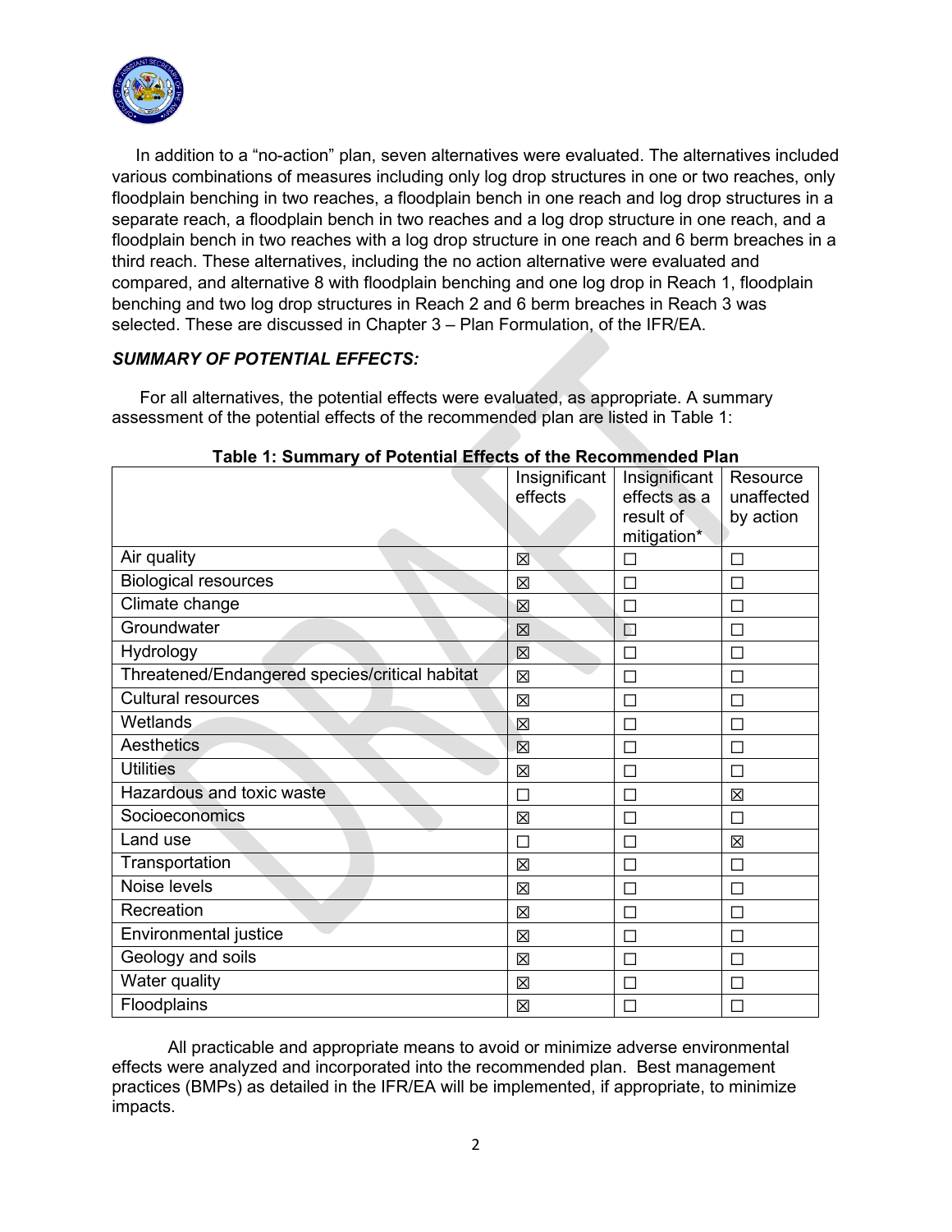In addition to a "no-action" plan, seven alternatives were evaluated. The alternatives included various combinations of measures including only log drop structures in one or two reaches, only floodplain benching in two reaches, a floodplain bench in one reach and log drop structures in a separate reach, a floodplain bench in two reaches and a log drop structure in one reach, and a floodplain bench in two reaches with a log drop structure in one reach and 6 berm breaches in a third reach. These alternatives, including the no action alternative were evaluated and compared, and alternative 8 with floodplain benching and one log drop in Reach 1, floodplain benching and two log drop structures in Reach 2 and 6 berm breaches in Reach 3 was selected. These are discussed in Chapter 3 – Plan Formulation, of the IFR/EA.

***SUMMARY OF POTENTIAL EFFECTS:***

For all alternatives, the potential effects were evaluated, as appropriate. A summary assessment of the potential effects of the recommended plan are listed in Table 1:

**Table 1: Summary of Potential Effects of the Recommended Plan**

| | Insignificant effects | Insignificant effects as a result of mitigation* | Resource unaffected by action |
|---|---|---|---|
| Air quality | ☒ | ☐ | ☐ |
| Biological resources | ☒ | ☐ | ☐ |
| Climate change | ☒ | ☐ | ☐ |
| Groundwater | ☒ | ☐ | ☐ |
| Hydrology | ☒ | ☐ | ☐ |
| Threatened/Endangered species/critical habitat | ☒ | ☐ | ☐ |
| Cultural resources | ☒ | ☐ | ☐ |
| Wetlands | ☒ | ☐ | ☐ |
| Aesthetics | ☒ | ☐ | ☐ |
| Utilities | ☒ | ☐ | ☐ |
| Hazardous and toxic waste | ☐ | ☐ | ☒ |
| Socioeconomics | ☒ | ☐ | ☐ |
| Land use | ☐ | ☐ | ☒ |
| Transportation | ☒ | ☐ | ☐ |
| Noise levels | ☒ | ☐ | ☐ |
| Recreation | ☒ | ☐ | ☐ |
| Environmental justice | ☒ | ☐ | ☐ |
| Geology and soils | ☒ | ☐ | ☐ |
| Water quality | ☒ | ☐ | ☐ |
| Floodplains | ☒ | ☐ | ☐ |

All practicable and appropriate means to avoid or minimize adverse environmental effects were analyzed and incorporated into the recommended plan. Best management practices (BMPs) as detailed in the IFR/EA will be implemented, if appropriate, to minimize impacts.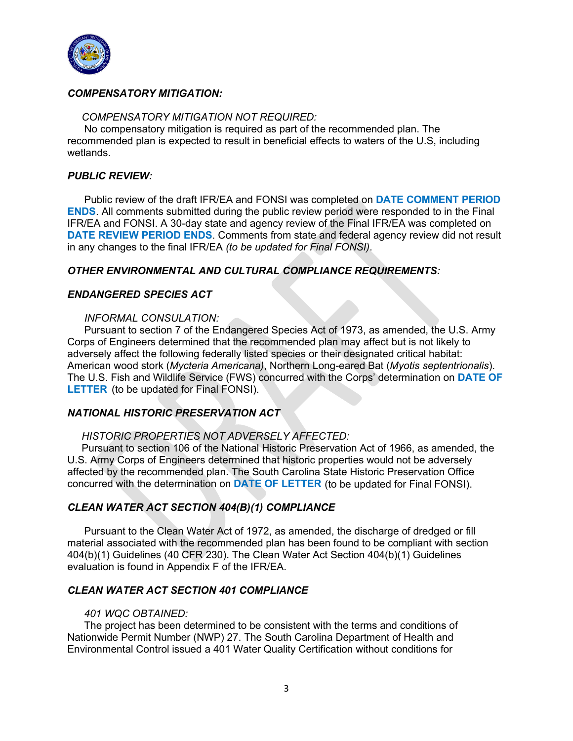***COMPENSATORY MITIGATION:***

*COMPENSATORY MITIGATION NOT REQUIRED:*

No compensatory mitigation is required as part of the recommended plan. The recommended plan is expected to result in beneficial effects to waters of the U.S, including wetlands.

***PUBLIC REVIEW:***

Public review of the draft IFR/EA and FONSI was completed on **DATE COMMENT PERIOD ENDS**. All comments submitted during the public review period were responded to in the Final IFR/EA and FONSI. A 30-day state and agency review of the Final IFR/EA was completed on **DATE REVIEW PERIOD ENDS**. Comments from state and federal agency review did not result in any changes to the final IFR/EA *(to be updated for Final FONSI)*.

***OTHER ENVIRONMENTAL AND CULTURAL COMPLIANCE REQUIREMENTS:***

***ENDANGERED SPECIES ACT***

*INFORMAL CONSULATION:*

Pursuant to section 7 of the Endangered Species Act of 1973, as amended, the U.S. Army Corps of Engineers determined that the recommended plan may affect but is not likely to adversely affect the following federally listed species or their designated critical habitat: American wood stork (*Mycteria Americana)*, Northern Long-eared Bat (*Myotis septentrionalis*). The U.S. Fish and Wildlife Service (FWS) concurred with the Corps' determination on **DATE OF LETTER** (to be updated for Final FONSI).

***NATIONAL HISTORIC PRESERVATION ACT***

*HISTORIC PROPERTIES NOT ADVERSELY AFFECTED:*

Pursuant to section 106 of the National Historic Preservation Act of 1966, as amended, the U.S. Army Corps of Engineers determined that historic properties would not be adversely affected by the recommended plan. The South Carolina State Historic Preservation Office concurred with the determination on **DATE OF LETTER** (to be updated for Final FONSI).

***CLEAN WATER ACT SECTION 404(B)(1) COMPLIANCE***

Pursuant to the Clean Water Act of 1972, as amended, the discharge of dredged or fill material associated with the recommended plan has been found to be compliant with section 404(b)(1) Guidelines (40 CFR 230). The Clean Water Act Section 404(b)(1) Guidelines evaluation is found in Appendix F of the IFR/EA.

***CLEAN WATER ACT SECTION 401 COMPLIANCE***

*401 WQC OBTAINED:*

The project has been determined to be consistent with the terms and conditions of Nationwide Permit Number (NWP) 27. The South Carolina Department of Health and Environmental Control issued a 401 Water Quality Certification without conditions for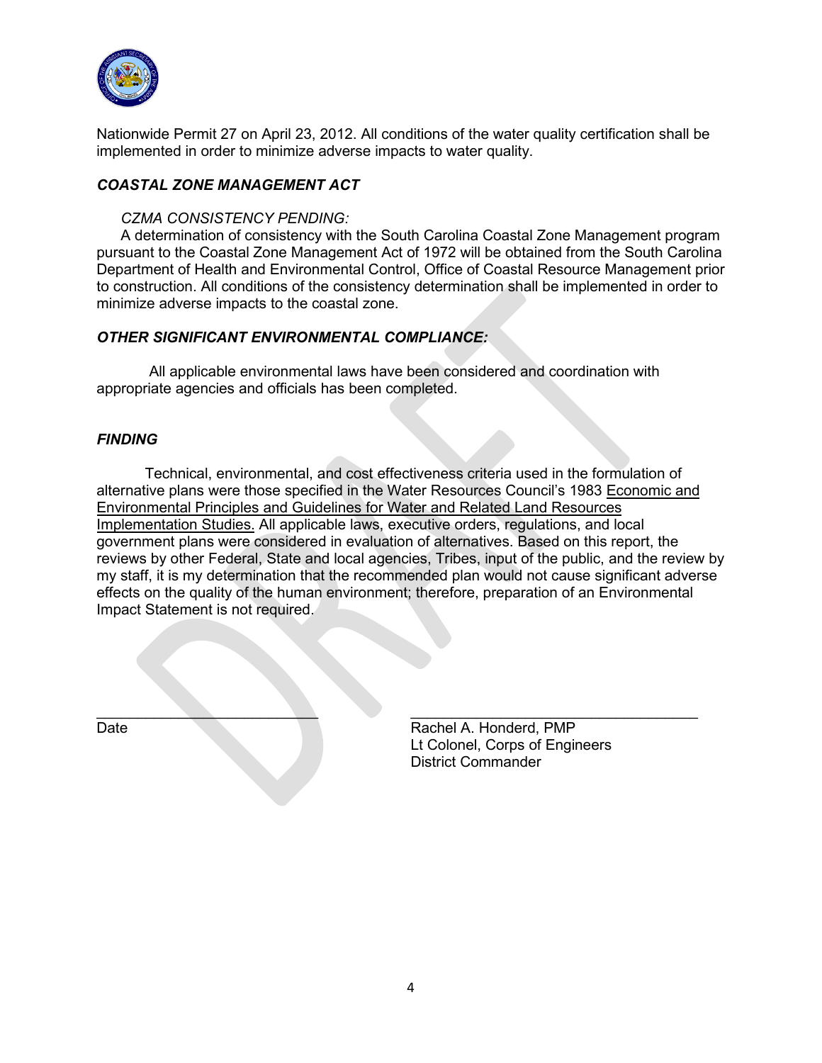Nationwide Permit 27 on April 23, 2012. All conditions of the water quality certification shall be implemented in order to minimize adverse impacts to water quality.

### *COASTAL ZONE MANAGEMENT ACT*

*CZMA CONSISTENCY PENDING:*

A determination of consistency with the South Carolina Coastal Zone Management program pursuant to the Coastal Zone Management Act of 1972 will be obtained from the South Carolina Department of Health and Environmental Control, Office of Coastal Resource Management prior to construction. All conditions of the consistency determination shall be implemented in order to minimize adverse impacts to the coastal zone.

### *OTHER SIGNIFICANT ENVIRONMENTAL COMPLIANCE:*

All applicable environmental laws have been considered and coordination with appropriate agencies and officials has been completed.

### *FINDING*

Technical, environmental, and cost effectiveness criteria used in the formulation of alternative plans were those specified in the Water Resources Council's 1983 Economic and Environmental Principles and Guidelines for Water and Related Land Resources Implementation Studies. All applicable laws, executive orders, regulations, and local government plans were considered in evaluation of alternatives. Based on this report, the reviews by other Federal, State and local agencies, Tribes, input of the public, and the review by my staff, it is my determination that the recommended plan would not cause significant adverse effects on the quality of the human environment; therefore, preparation of an Environmental Impact Statement is not required.

\_\_\_\_\_\_\_\_\_\_\_\_\_\_\_\_\_\_\_\_\_\_\_\_\_\_\_\_
Date

\_\_\_\_\_\_\_\_\_\_\_\_\_\_\_\_\_\_\_\_\_\_\_\_\_\_\_\_\_\_\_\_\_\_\_\_
Rachel A. Honderd, PMP
Lt Colonel, Corps of Engineers
District Commander